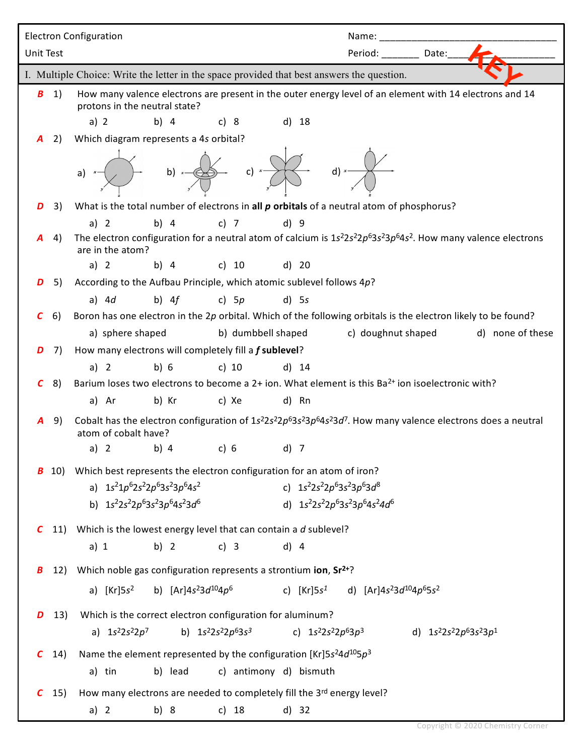Electron Configuration
Unit Test

Name: ___________________________________
Period: _______ Date: ___________________ KEY

I. Multiple Choice: Write the letter in the space provided that best answers the question.

**B** 1) How many valence electrons are present in the outer energy level of an element with 14 electrons and 14 protons in the neutral state?

a) 2 b) 4 c) 8 d) 18

**A** 2) Which diagram represents a 4*s* orbital?

a) b) c) d)

**D** 3) What is the total number of electrons in **all *p* orbitals** of a neutral atom of phosphorus?

a) 2 b) 4 c) 7 d) 9

**A** 4) The electron configuration for a neutral atom of calcium is $1s^22s^22p^63s^23p^64s^2$. How many valence electrons are in the atom?

a) 2 b) 4 c) 10 d) 20

**D** 5) According to the Aufbau Principle, which atomic sublevel follows 4*p*?

a) 4*d* b) 4*f* c) 5*p* d) 5*s*

**C** 6) Boron has one electron in the 2*p* orbital. Which of the following orbitals is the electron likely to be found?

a) sphere shaped b) dumbbell shaped c) doughnut shaped d) none of these

**D** 7) How many electrons will completely fill a ***f* sublevel**?

a) 2 b) 6 c) 10 d) 14

**C** 8) Barium loses two electrons to become a 2+ ion. What element is this $Ba^{2+}$ ion isoelectronic with?

a) Ar b) Kr c) Xe d) Rn

**A** 9) Cobalt has the electron configuration of $1s^22s^22p^63s^23p^64s^23d^7$. How many valence electrons does a neutral atom of cobalt have?

a) 2 b) 4 c) 6 d) 7

**B** 10) Which best represents the electron configuration for an atom of iron?

a) $1s^21p^62s^22p^63s^23p^64s^2$
b) $1s^22s^22p^63s^23p^64s^23d^6$
c) $1s^22s^22p^63s^23p^63d^8$
d) $1s^22s^22p^63s^23p^64s^24d^6$

**C** 11) Which is the lowest energy level that can contain a *d* sublevel?

a) 1 b) 2 c) 3 d) 4

**B** 12) Which noble gas configuration represents a strontium **ion**, $\mathbf{Sr^{2+}}$?

a) $[Kr]5s^2$ b) $[Ar]4s^23d^{10}4p^6$ c) $[Kr]5s^1$ d) $[Ar]4s^23d^{10}4p^65s^2$

**D** 13) Which is the correct electron configuration for aluminum?

a) $1s^22s^22p^7$ b) $1s^22s^22p^63s^3$ c) $1s^22s^22p^63p^3$ d) $1s^22s^22p^63s^23p^1$

**C** 14) Name the element represented by the configuration $[Kr]5s^24d^{10}5p^3$

a) tin b) lead c) antimony d) bismuth

**C** 15) How many electrons are needed to completely fill the 3rd energy level?

a) 2 b) 8 c) 18 d) 32

Copyright © 2020 Chemistry Corner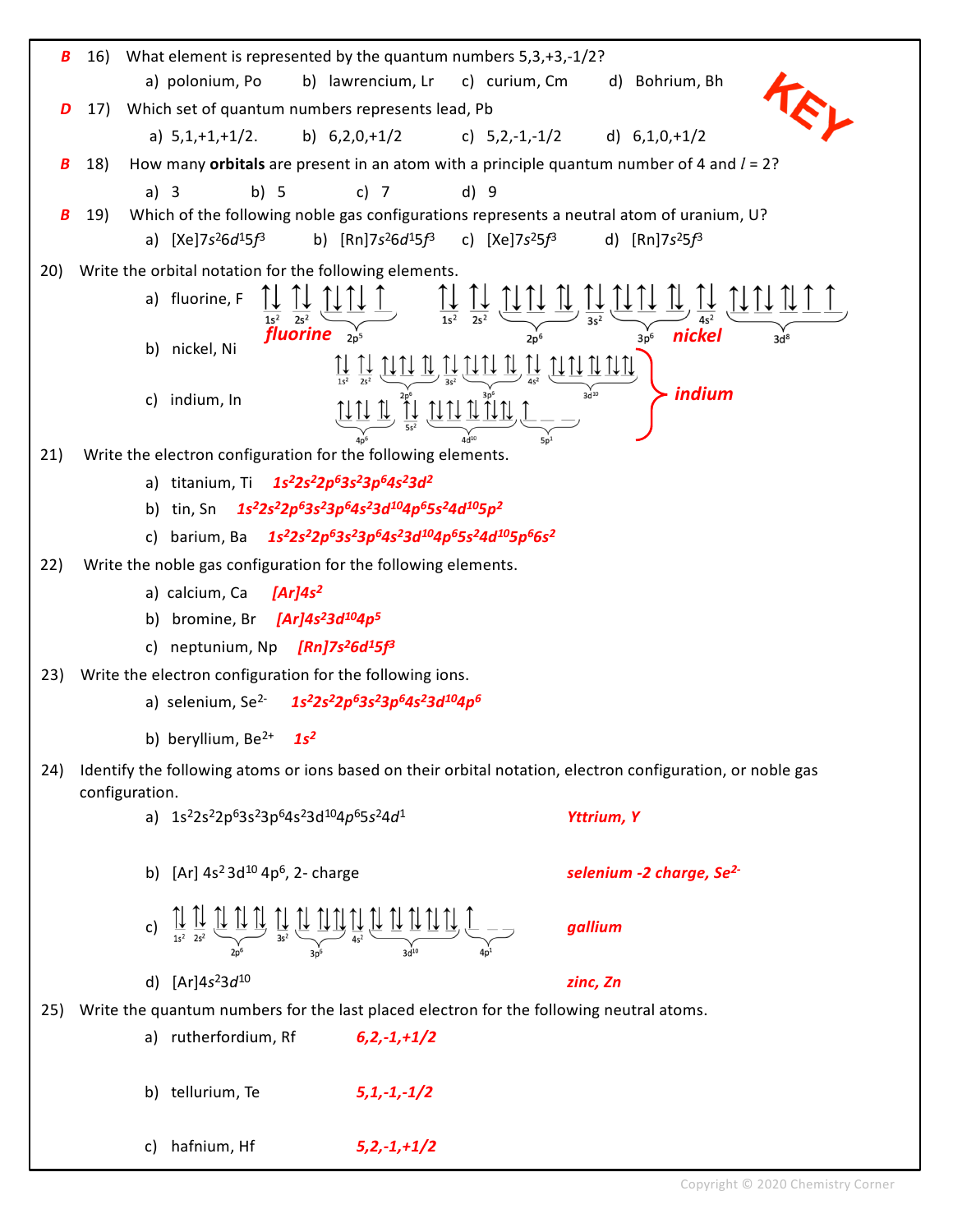**KEY**

**B** 16) What element is represented by the quantum numbers 5,3,+3,-1/2?

a) polonium, Po b) lawrencium, Lr c) curium, Cm d) Bohrium, Bh

**D** 17) Which set of quantum numbers represents lead, Pb

a) 5,1,+1,+1/2. b) 6,2,0,+1/2 c) 5,2,-1,-1/2 d) 6,1,0,+1/2

**B** 18) How many **orbitals** are present in an atom with a principle quantum number of 4 and *l* = 2?

a) 3 b) 5 c) 7 d) 9

**B** 19) Which of the following noble gas configurations represents a neutral atom of uranium, U?

a) [Xe]$7s^26d^15f^3$ b) [Rn]$7s^26d^15f^3$ c) [Xe]$7s^25f^3$ d) [Rn]$7s^25f^3$

20) Write the orbital notation for the following elements.

a) fluorine, F

**fluorine**: ↿⇂ ↿⇂ ↿⇂↿⇂↿ ($1s^2$, $2s^2$, $2p^5$)

b) nickel, Ni

**nickel**: ↿⇂ ↿⇂ ↿⇂↿⇂↿⇂ ↿⇂ ↿⇂↿⇂↿⇂ ↿⇂ ↿⇂↿⇂↿⇂↿↿ ($1s^2$, $2s^2$, $2p^6$, $3s^2$, $3p^6$, $4s^2$, $3d^8$)

c) indium, In

**indium**: ↿⇂ ↿⇂ ↿⇂↿⇂↿⇂ ↿⇂ ↿⇂↿⇂↿⇂ ↿⇂ ↿⇂↿⇂↿⇂↿⇂↿⇂ ↿⇂↿⇂↿⇂ ↿⇂ ↿⇂↿⇂↿⇂↿⇂↿⇂ ↿ _ _ ($1s^2$, $2s^2$, $2p^6$, $3s^2$, $3p^6$, $4s^2$, $3d^{10}$, $4p^6$, $5s^2$, $4d^{10}$, $5p^1$)

21) Write the electron configuration for the following elements.

a) titanium, Ti *$1s^22s^22p^63s^23p^64s^23d^2$*

b) tin, Sn *$1s^22s^22p^63s^23p^64s^23d^{10}4p^65s^24d^{10}5p^2$*

c) barium, Ba *$1s^22s^22p^63s^23p^64s^23d^{10}4p^65s^24d^{10}5p^66s^2$*

22) Write the noble gas configuration for the following elements.

a) calcium, Ca *[Ar]$4s^2$*

b) bromine, Br *[Ar]$4s^23d^{10}4p^5$*

c) neptunium, Np *[Rn]$7s^26d^15f^3$*

23) Write the electron configuration for the following ions.

a) selenium, $Se^{2-}$ *$1s^22s^22p^63s^23p^64s^23d^{10}4p^6$*

b) beryllium, $Be^{2+}$ *$1s^2$*

24) Identify the following atoms or ions based on their orbital notation, electron configuration, or noble gas configuration.

a) $1s^22s^22p^63s^23p^64s^23d^{10}4p^65s^24d^1$ *Yttrium, Y*

b) [Ar] $4s^2$ $3d^{10}$ $4p^6$, 2- charge *selenium -2 charge, $Se^{2-}$*

c) ↿⇂ ↿⇂ ↿⇂↿⇂↿⇂ ↿⇂ ↿⇂↿⇂↿⇂ ↿⇂ ↿⇂↿⇂↿⇂↿⇂↿⇂ ↿ _ _ ($1s^2$, $2s^2$, $2p^6$, $3s^2$, $3p^6$, $4s^2$, $3d^{10}$, $4p^1$) *gallium*

d) [Ar]$4s^23d^{10}$ *zinc, Zn*

25) Write the quantum numbers for the last placed electron for the following neutral atoms.

a) rutherfordium, Rf *6,2,-1,+1/2*

b) tellurium, Te *5,1,-1,-1/2*

c) hafnium, Hf *5,2,-1,+1/2*

Copyright © 2020 Chemistry Corner